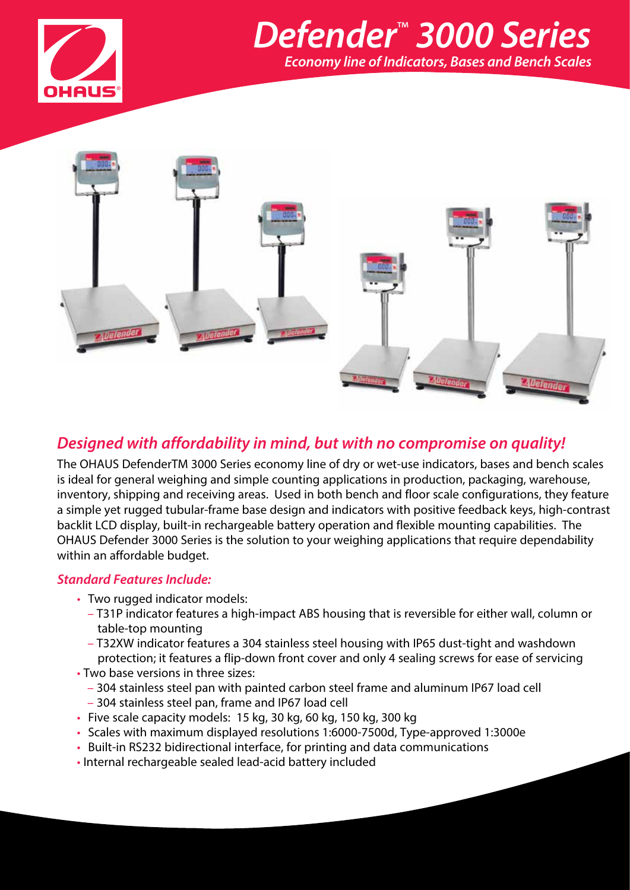# *Defender™ 3000 Series*

***Economy line of Indicators, Bases and Bench Scales***

## *Designed with affordability in mind, but with no compromise on quality!*

The OHAUS DefenderTM 3000 Series economy line of dry or wet-use indicators, bases and bench scales is ideal for general weighing and simple counting applications in production, packaging, warehouse, inventory, shipping and receiving areas. Used in both bench and floor scale configurations, they feature a simple yet rugged tubular-frame base design and indicators with positive feedback keys, high-contrast backlit LCD display, built-in rechargeable battery operation and flexible mounting capabilities. The OHAUS Defender 3000 Series is the solution to your weighing applications that require dependability within an affordable budget.

### *Standard Features Include:*

- Two rugged indicator models:
  - T31P indicator features a high-impact ABS housing that is reversible for either wall, column or table-top mounting
  - T32XW indicator features a 304 stainless steel housing with IP65 dust-tight and washdown protection; it features a flip-down front cover and only 4 sealing screws for ease of servicing
- Two base versions in three sizes:
  - 304 stainless steel pan with painted carbon steel frame and aluminum IP67 load cell
  - 304 stainless steel pan, frame and IP67 load cell
- Five scale capacity models: 15 kg, 30 kg, 60 kg, 150 kg, 300 kg
- Scales with maximum displayed resolutions 1:6000-7500d, Type-approved 1:3000e
- Built-in RS232 bidirectional interface, for printing and data communications
- Internal rechargeable sealed lead-acid battery included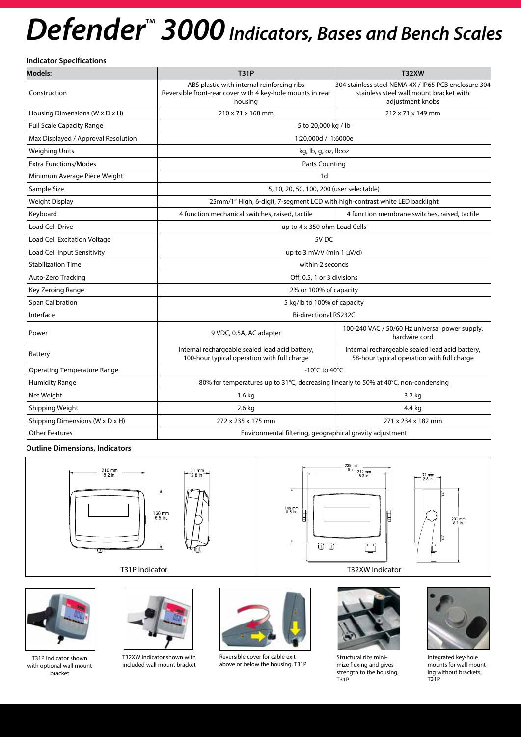# *Defender™ 3000* *Indicators, Bases and Bench Scales*

**Indicator Specifications**

| Models: | T31P | T32XW |
|---|---|---|
| Construction | ABS plastic with internal reinforcing ribs Reversible front-rear cover with 4 key-hole mounts in rear housing | 304 stainless steel NEMA 4X / IP65 PCB enclosure 304 stainless steel wall mount bracket with adjustment knobs |
| Housing Dimensions (W x D x H) | 210 x 71 x 168 mm | 212 x 71 x 149 mm |
| Full Scale Capacity Range | 5 to 20,000 kg / lb | |
| Max Displayed / Approval Resolution | 1:20,000d / 1:6000e | |
| Weighing Units | kg, lb, g, oz, lb:oz | |
| Extra Functions/Modes | Parts Counting | |
| Minimum Average Piece Weight | 1d | |
| Sample Size | 5, 10, 20, 50, 100, 200 (user selectable) | |
| Weight Display | 25mm/1" High, 6-digit, 7-segment LCD with high-contrast white LED backlight | |
| Keyboard | 4 function mechanical switches, raised, tactile | 4 function membrane switches, raised, tactile |
| Load Cell Drive | up to 4 x 350 ohm Load Cells | |
| Load Cell Excitation Voltage | 5V DC | |
| Load Cell Input Sensitivity | up to 3 mV/V (min 1 μV/d) | |
| Stabilization Time | within 2 seconds | |
| Auto-Zero Tracking | Off, 0.5, 1 or 3 divisions | |
| Key Zeroing Range | 2% or 100% of capacity | |
| Span Calibration | 5 kg/lb to 100% of capacity | |
| Interface | Bi-directional RS232C | |
| Power | 9 VDC, 0.5A, AC adapter | 100-240 VAC / 50/60 Hz universal power supply, hardwire cord |
| Battery | Internal rechargeable sealed lead acid battery, 100-hour typical operation with full charge | Internal rechargeable sealed lead acid battery, 58-hour typical operation with full charge |
| Operating Temperature Range | -10°C to 40°C | |
| Humidity Range | 80% for temperatures up to 31°C, decreasing linearly to 50% at 40°C, non-condensing | |
| Net Weight | 1.6 kg | 3.2 kg |
| Shipping Weight | 2.6 kg | 4.4 kg |
| Shipping Dimensions (W x D x H) | 272 x 235 x 175 mm | 271 x 234 x 182 mm |
| Other Features | Environmental filtering, geographical gravity adjustment | |

**Outline Dimensions, Indicators**

210 mm 8.2 in. — 71 mm 2.8 in. — 168 mm 6.5 in.

T31P Indicator

239 mm 9 in. — 212 mm 8.3 in. — 149 mm 5.8 in. — 71 mm 2.8 in. — 201 mm 8.1 in.

T32XW Indicator

T31P Indicator shown with optional wall mount bracket

T32XW Indicator shown with included wall mount bracket

Reversible cover for cable exit above or below the housing, T31P

Structural ribs minimize flexing and gives strength to the housing, T31P

Integrated key-hole mounts for wall mounting without brackets, T31P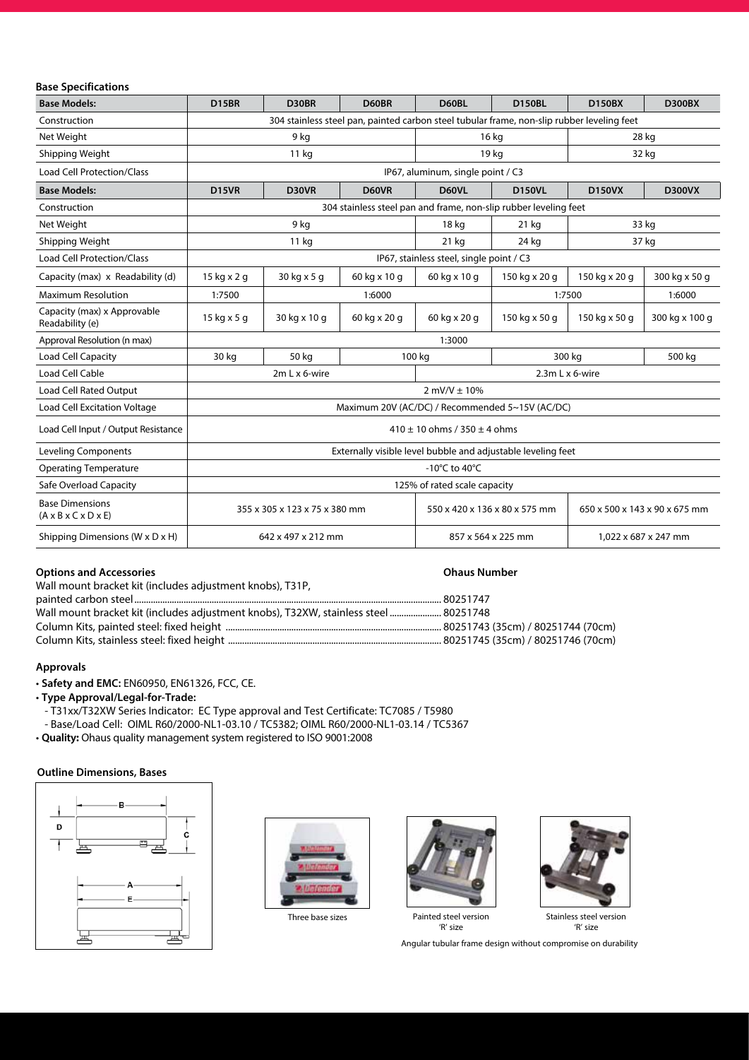**Base Specifications**

| Base Models: | D15BR | D30BR | D60BR | D60BL | D150BL | D150BX | D300BX |
|---|---|---|---|---|---|---|---|
| Construction | 304 stainless steel pan, painted carbon steel tubular frame, non-slip rubber leveling feet | | | | | | |
| Net Weight | 9 kg | | | 16 kg | | 28 kg | |
| Shipping Weight | 11 kg | | | 19 kg | | 32 kg | |
| Load Cell Protection/Class | IP67, aluminum, single point / C3 | | | | | | |
| **Base Models:** | **D15VR** | **D30VR** | **D60VR** | **D60VL** | **D150VL** | **D150VX** | **D300VX** |
| Construction | 304 stainless steel pan and frame, non-slip rubber leveling feet | | | | | | |
| Net Weight | 9 kg | | | 18 kg | 21 kg | 33 kg | |
| Shipping Weight | 11 kg | | | 21 kg | 24 kg | 37 kg | |
| Load Cell Protection/Class | IP67, stainless steel, single point / C3 | | | | | | |
| Capacity (max) x Readability (d) | 15 kg x 2 g | 30 kg x 5 g | 60 kg x 10 g | 60 kg x 10 g | 150 kg x 20 g | 150 kg x 20 g | 300 kg x 50 g |
| Maximum Resolution | 1:7500 | 1:6000 | | | 1:7500 | | 1:6000 |
| Capacity (max) x Approvable Readability (e) | 15 kg x 5 g | 30 kg x 10 g | 60 kg x 20 g | 60 kg x 20 g | 150 kg x 50 g | 150 kg x 50 g | 300 kg x 100 g |
| Approval Resolution (n max) | 1:3000 | | | | | | |
| Load Cell Capacity | 30 kg | 50 kg | 100 kg | | 300 kg | | 500 kg |
| Load Cell Cable | 2m L x 6-wire | | | 2.3m L x 6-wire | | | |
| Load Cell Rated Output | 2 mV/V ± 10% | | | | | | |
| Load Cell Excitation Voltage | Maximum 20V (AC/DC) / Recommended 5~15V (AC/DC) | | | | | | |
| Load Cell Input / Output Resistance | 410 ± 10 ohms / 350 ± 4 ohms | | | | | | |
| Leveling Components | Externally visible level bubble and adjustable leveling feet | | | | | | |
| Operating Temperature | -10°C to 40°C | | | | | | |
| Safe Overload Capacity | 125% of rated scale capacity | | | | | | |
| Base Dimensions (A x B x C x D x E) | 355 x 305 x 123 x 75 x 380 mm | | | 550 x 420 x 136 x 80 x 575 mm | | 650 x 500 x 143 x 90 x 675 mm | |
| Shipping Dimensions (W x D x H) | 642 x 497 x 212 mm | | | 857 x 564 x 225 mm | | 1,022 x 687 x 247 mm | |

**Options and Accessories** — **Ohaus Number**

Wall mount bracket kit (includes adjustment knobs), T31P, painted carbon steel ........ 80251747
Wall mount bracket kit (includes adjustment knobs), T32XW, stainless steel ........ 80251748
Column Kits, painted steel: fixed height ........ 80251743 (35cm) / 80251744 (70cm)
Column Kits, stainless steel: fixed height ........ 80251745 (35cm) / 80251746 (70cm)

**Approvals**

- **Safety and EMC:** EN60950, EN61326, FCC, CE.
- **Type Approval/Legal-for-Trade:**
  - T31xx/T32XW Series Indicator: EC Type approval and Test Certificate: TC7085 / T5980
  - Base/Load Cell: OIML R60/2000-NL1-03.10 / TC5382; OIML R60/2000-NL1-03.14 / TC5367
- **Quality:** Ohaus quality management system registered to ISO 9001:2008

**Outline Dimensions, Bases**

Three base sizes

Painted steel version 'R' size

Stainless steel version 'R' size

Angular tubular frame design without compromise on durability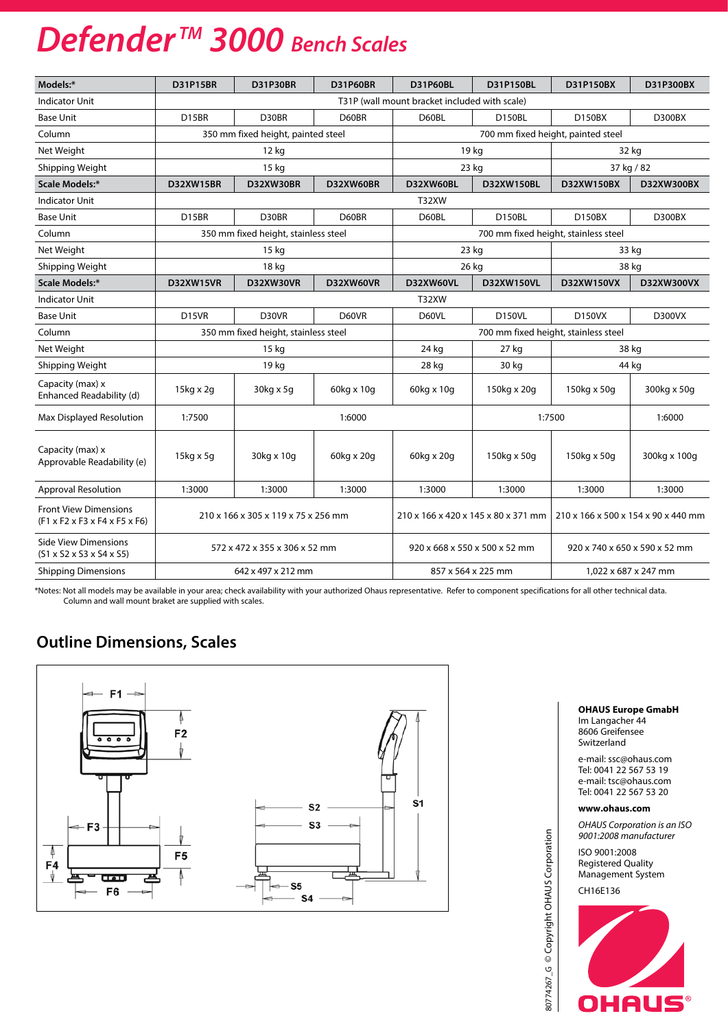# Defender™ 3000 Bench Scales

| Models:* | D31P15BR | D31P30BR | D31P60BR | D31P60BL | D31P150BL | D31P150BX | D31P300BX |
|---|---|---|---|---|---|---|---|
| Indicator Unit | T31P (wall mount bracket included with scale) | | | | | | |
| Base Unit | D15BR | D30BR | D60BR | D60BL | D150BL | D150BX | D300BX |
| Column | 350 mm fixed height, painted steel | | | 700 mm fixed height, painted steel | | | |
| Net Weight | 12 kg | | | 19 kg | | 32 kg | |
| Shipping Weight | 15 kg | | | 23 kg | | 37 kg / 82 | |
| **Scale Models:*** | **D32XW15BR** | **D32XW30BR** | **D32XW60BR** | **D32XW60BL** | **D32XW150BL** | **D32XW150BX** | **D32XW300BX** |
| Indicator Unit | T32XW | | | | | | |
| Base Unit | D15BR | D30BR | D60BR | D60BL | D150BL | D150BX | D300BX |
| Column | 350 mm fixed height, stainless steel | | | 700 mm fixed height, stainless steel | | | |
| Net Weight | 15 kg | | | 23 kg | | 33 kg | |
| Shipping Weight | 18 kg | | | 26 kg | | 38 kg | |
| **Scale Models:*** | **D32XW15VR** | **D32XW30VR** | **D32XW60VR** | **D32XW60VL** | **D32XW150VL** | **D32XW150VX** | **D32XW300VX** |
| Indicator Unit | T32XW | | | | | | |
| Base Unit | D15VR | D30VR | D60VR | D60VL | D150VL | D150VX | D300VX |
| Column | 350 mm fixed height, stainless steel | | | 700 mm fixed height, stainless steel | | | |
| Net Weight | 15 kg | | | 24 kg | 27 kg | 38 kg | |
| Shipping Weight | 19 kg | | | 28 kg | 30 kg | 44 kg | |
| Capacity (max) x Enhanced Readability (d) | 15kg x 2g | 30kg x 5g | 60kg x 10g | 60kg x 10g | 150kg x 20g | 150kg x 50g | 300kg x 50g |
| Max Displayed Resolution | 1:7500 | 1:6000 | | | 1:7500 | | 1:6000 |
| Capacity (max) x Approvable Readability (e) | 15kg x 5g | 30kg x 10g | 60kg x 20g | 60kg x 20g | 150kg x 50g | 150kg x 50g | 300kg x 100g |
| Approval Resolution | 1:3000 | 1:3000 | 1:3000 | 1:3000 | 1:3000 | 1:3000 | 1:3000 |
| Front View Dimensions (F1 x F2 x F3 x F4 x F5 x F6) | 210 x 166 x 305 x 119 x 75 x 256 mm | | | 210 x 166 x 420 x 145 x 80 x 371 mm | | 210 x 166 x 500 x 154 x 90 x 440 mm | |
| Side View Dimensions (S1 x S2 x S3 x S4 x S5) | 572 x 472 x 355 x 306 x 52 mm | | | 920 x 668 x 550 x 500 x 52 mm | | 920 x 740 x 650 x 590 x 52 mm | |
| Shipping Dimensions | 642 x 497 x 212 mm | | | 857 x 564 x 225 mm | | 1,022 x 687 x 247 mm | |

*Notes: Not all models may be available in your area; check availability with your authorized Ohaus representative. Refer to component specifications for all other technical data. Column and wall mount braket are supplied with scales.

## Outline Dimensions, Scales

F1
F2
F3
F4
F5
F6
S1
S2
S3
S4
S5

**OHAUS Europe GmbH**
Im Langacher 44
8606 Greifensee
Switzerland

e-mail: ssc@ohaus.com
Tel: 0041 22 567 53 19
e-mail: tsc@ohaus.com
Tel: 0041 22 567 53 20

**www.ohaus.com**

*OHAUS Corporation is an ISO 9001:2008 manufacturer*

ISO 9001:2008
Registered Quality
Management System

CH16E136

80774267_G © Copyright OHAUS Corporation